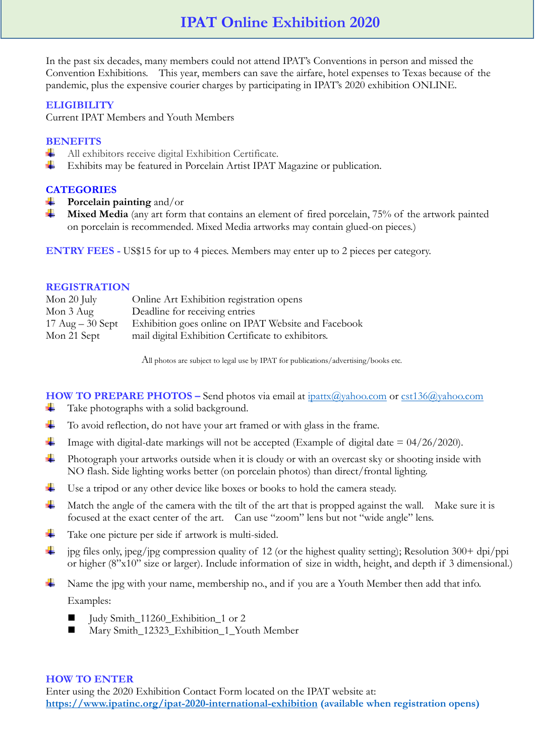# IPAT Online Exhibition 2020

In the past six decades, many members could not attend IPAT's Conventions in person and missed the Convention Exhibitions. This year, members can save the airfare, hotel expenses to Texas because of the pandemic, plus the expensive courier charges by participating in IPAT's 2020 exhibition ONLINE.

## ELIGIBILITY

Current IPAT Members and Youth Members

## BENEFITS

- All exhibitors receive digital Exhibition Certificate.
- Exhibits may be featured in Porcelain Artist IPAT Magazine or publication.

## CATEGORIES

- **Porcelain painting** and/or
- **Mixed Media** (any art form that contains an element of fired porcelain, 75% of the artwork painted on porcelain is recommended. Mixed Media artworks may contain glued-on pieces.)

**ENTRY FEES -** US$15 for up to 4 pieces. Members may enter up to 2 pieces per category.

## REGISTRATION

| | |
|---|---|
| Mon 20 July | Online Art Exhibition registration opens |
| Mon 3 Aug | Deadline for receiving entries |
| 17 Aug – 30 Sept | Exhibition goes online on IPAT Website and Facebook |
| Mon 21 Sept | mail digital Exhibition Certificate to exhibitors. |

All photos are subject to legal use by IPAT for publications/advertising/books etc.

**HOW TO PREPARE PHOTOS –** Send photos via email at [ipattx@yahoo.com](mailto:ipattx@yahoo.com) or [cst136@yahoo.com](mailto:cst136@yahoo.com)

- Take photographs with a solid background.
- To avoid reflection, do not have your art framed or with glass in the frame.
- Image with digital-date markings will not be accepted (Example of digital date = 04/26/2020).
- Photograph your artworks outside when it is cloudy or with an overcast sky or shooting inside with NO flash. Side lighting works better (on porcelain photos) than direct/frontal lighting.
- Use a tripod or any other device like boxes or books to hold the camera steady.
- Match the angle of the camera with the tilt of the art that is propped against the wall. Make sure it is focused at the exact center of the art. Can use "zoom" lens but not "wide angle" lens.
- Take one picture per side if artwork is multi-sided.
- jpg files only, jpeg/jpg compression quality of 12 (or the highest quality setting); Resolution 300+ dpi/ppi or higher (8"x10" size or larger). Include information of size in width, height, and depth if 3 dimensional.)
- Name the jpg with your name, membership no., and if you are a Youth Member then add that info.

  Examples:

  - Judy Smith_11260_Exhibition_1 or 2
  - Mary Smith_12323_Exhibition_1_Youth Member

## HOW TO ENTER

Enter using the 2020 Exhibition Contact Form located on the IPAT website at:
**[https://www.ipatinc.org/ipat-2020-international-exhibition](https://www.ipatinc.org/ipat-2020-international-exhibition) (available when registration opens)**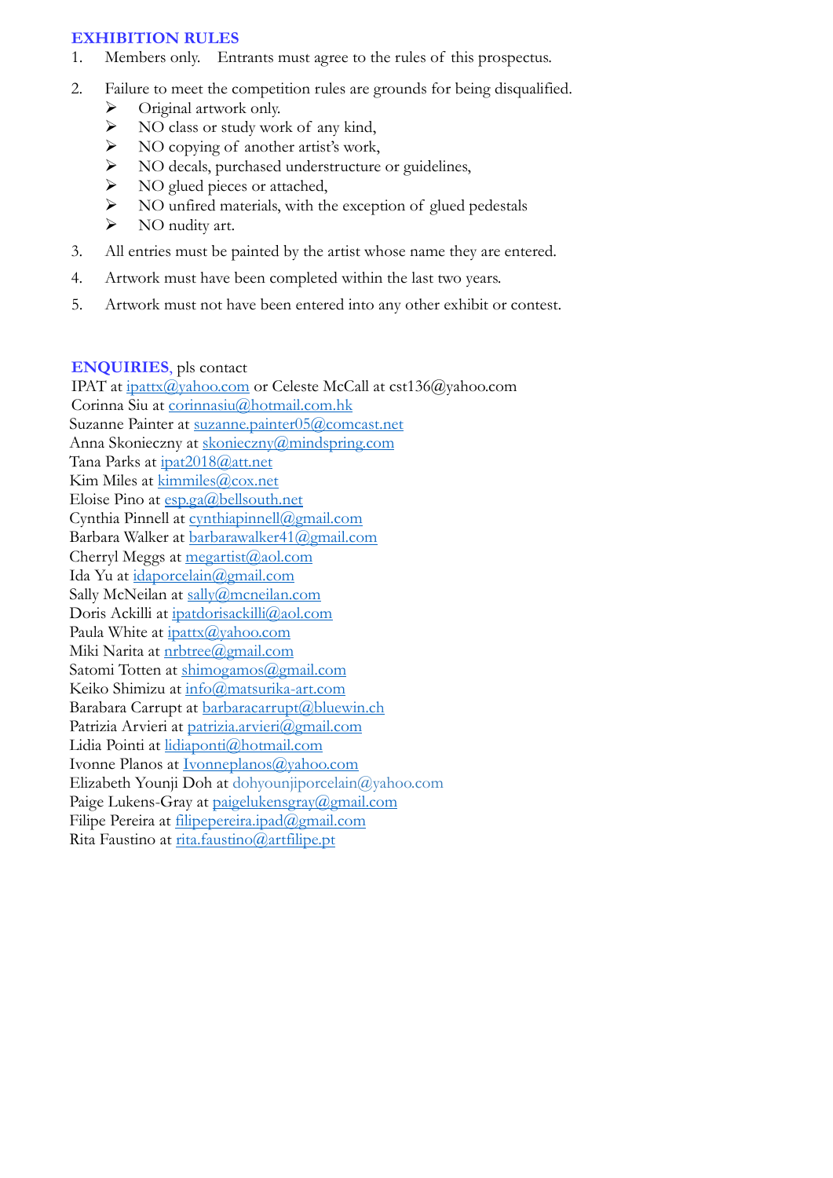## EXHIBITION RULES

1. Members only. Entrants must agree to the rules of this prospectus.
2. Failure to meet the competition rules are grounds for being disqualified.
   - Original artwork only.
   - NO class or study work of any kind,
   - NO copying of another artist's work,
   - NO decals, purchased understructure or guidelines,
   - NO glued pieces or attached,
   - NO unfired materials, with the exception of glued pedestals
   - NO nudity art.
3. All entries must be painted by the artist whose name they are entered.
4. Artwork must have been completed within the last two years.
5. Artwork must not have been entered into any other exhibit or contest.

**ENQUIRIES**, pls contact

IPAT at ipattx@yahoo.com or Celeste McCall at cst136@yahoo.com
Corinna Siu at corinnasiu@hotmail.com.hk
Suzanne Painter at suzanne.painter05@comcast.net
Anna Skonieczny at skonieczny@mindspring.com
Tana Parks at ipat2018@att.net
Kim Miles at kimmiles@cox.net
Eloise Pino at esp.ga@bellsouth.net
Cynthia Pinnell at cynthiapinnell@gmail.com
Barbara Walker at barbarawalker41@gmail.com
Cherryl Meggs at megartist@aol.com
Ida Yu at idaporcelain@gmail.com
Sally McNeilan at sally@mcneilan.com
Doris Ackilli at ipatdorisackilli@aol.com
Paula White at ipattx@yahoo.com
Miki Narita at nrbtree@gmail.com
Satomi Totten at shimogamos@gmail.com
Keiko Shimizu at info@matsurika-art.com
Barabara Carrupt at barbaracarrupt@bluewin.ch
Patrizia Arvieri at patrizia.arvieri@gmail.com
Lidia Pointi at lidiaponti@hotmail.com
Ivonne Planos at Ivonneplanos@yahoo.com
Elizabeth Younji Doh at dohyounjiporcelain@yahoo.com
Paige Lukens-Gray at paigelukensgray@gmail.com
Filipe Pereira at filipepereira.ipad@gmail.com
Rita Faustino at rita.faustino@artfilipe.pt